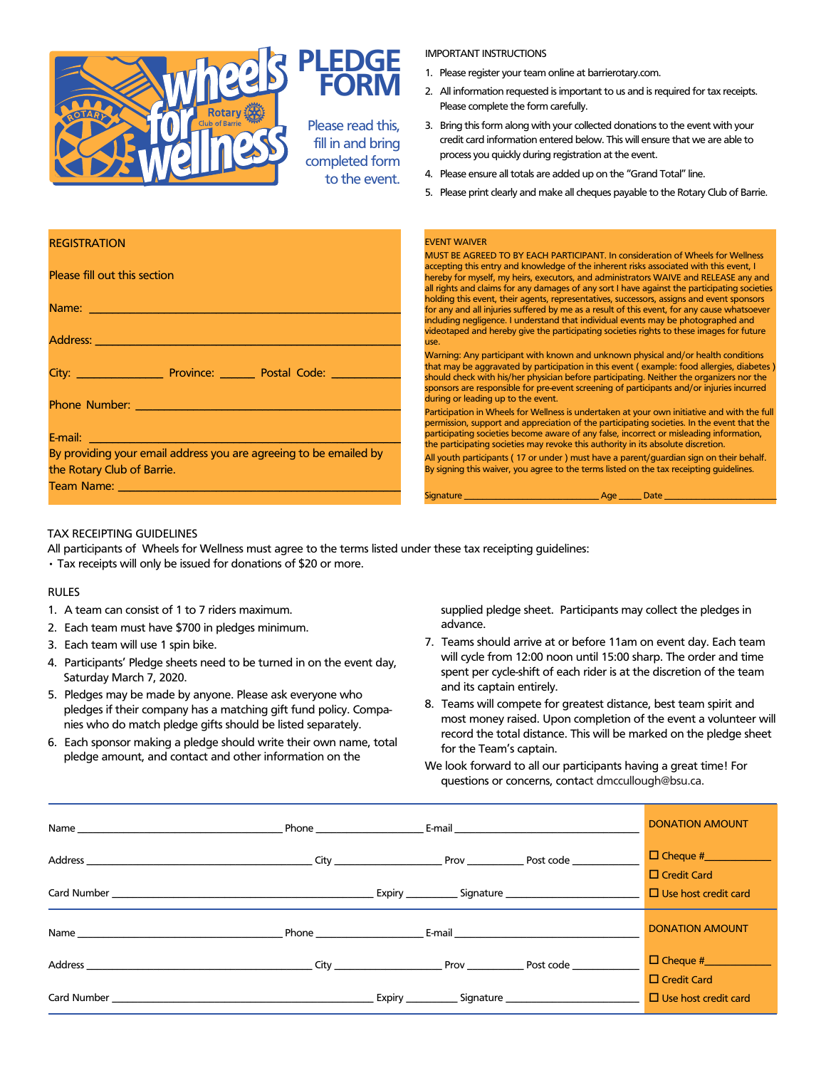# Wheels for Wellness Rotary Club of Barrie

# PLEDGE FORM

Please read this, fill in and bring completed form to the event.

IMPORTANT INSTRUCTIONS

1. Please register your team online at barrierotary.com.
2. All information requested is important to us and is required for tax receipts. Please complete the form carefully.
3. Bring this form along with your collected donations to the event with your credit card information entered below. This will ensure that we are able to process you quickly during registration at the event.
4. Please ensure all totals are added up on the "Grand Total" line.
5. Please print clearly and make all cheques payable to the Rotary Club of Barrie.

## REGISTRATION

Please fill out this section

Name: ______________________________

Address: ______________________________

City: ____________ Province: ______ Postal Code: __________

Phone Number: ______________________________

E-mail: ______________________________

By providing your email address you are agreeing to be emailed by the Rotary Club of Barrie.

Team Name: ______________________________

## EVENT WAIVER

MUST BE AGREED TO BY EACH PARTICIPANT. In consideration of Wheels for Wellness accepting this entry and knowledge of the inherent risks associated with this event, I hereby for myself, my heirs, executors, and administrators WAIVE and RELEASE any and all rights and claims for any damages of any sort I have against the participating societies holding this event, their agents, representatives, successors, assigns and event sponsors for any and all injuries suffered by me as a result of this event, for any cause whatsoever including negligence. I understand that individual events may be photographed and videotaped and hereby give the participating societies rights to these images for future use.

Warning: Any participant with known and unknown physical and/or health conditions that may be aggravated by participation in this event ( example: food allergies, diabetes ) should check with his/her physician before participating. Neither the organizers nor the sponsors are responsible for pre-event screening of participants and/or injuries incurred during or leading up to the event.

Participation in Wheels for Wellness is undertaken at your own initiative and with the full permission, support and appreciation of the participating societies. In the event that the participating societies become aware of any false, incorrect or misleading information, the participating societies may revoke this authority in its absolute discretion.

All youth participants ( 17 or under ) must have a parent/guardian sign on their behalf. By signing this waiver, you agree to the terms listed on the tax receipting guidelines.

Signature ____________________ Age _____ Date ____________________

## TAX RECEIPTING GUIDELINES

All participants of Wheels for Wellness must agree to the terms listed under these tax receipting guidelines:

- Tax receipts will only be issued for donations of $20 or more.

## RULES

1. A team can consist of 1 to 7 riders maximum.
2. Each team must have $700 in pledges minimum.
3. Each team will use 1 spin bike.
4. Participants' Pledge sheets need to be turned in on the event day, Saturday March 7, 2020.
5. Pledges may be made by anyone. Please ask everyone who pledges if their company has a matching gift fund policy. Companies who do match pledge gifts should be listed separately.
6. Each sponsor making a pledge should write their own name, total pledge amount, and contact and other information on the supplied pledge sheet. Participants may collect the pledges in advance.
7. Teams should arrive at or before 11am on event day. Each team will cycle from 12:00 noon until 15:00 sharp. The order and time spent per cycle-shift of each rider is at the discretion of the team and its captain entirely.
8. Teams will compete for greatest distance, best team spirit and most money raised. Upon completion of the event a volunteer will record the total distance. This will be marked on the pledge sheet for the Team's captain.

We look forward to all our participants having a great time! For questions or concerns, contact dmccullough@bsu.ca.

---

Name ____________________ Phone ____________ E-mail ____________________

Address ____________________ City ____________ Prov ________ Post code __________

Card Number ____________________ Expiry ________ Signature ____________________

DONATION AMOUNT

- ☐ Cheque #__________
- ☐ Credit Card
- ☐ Use host credit card

---

Name ____________________ Phone ____________ E-mail ____________________

Address ____________________ City ____________ Prov ________ Post code __________

Card Number ____________________ Expiry ________ Signature ____________________

DONATION AMOUNT

- ☐ Cheque #__________
- ☐ Credit Card
- ☐ Use host credit card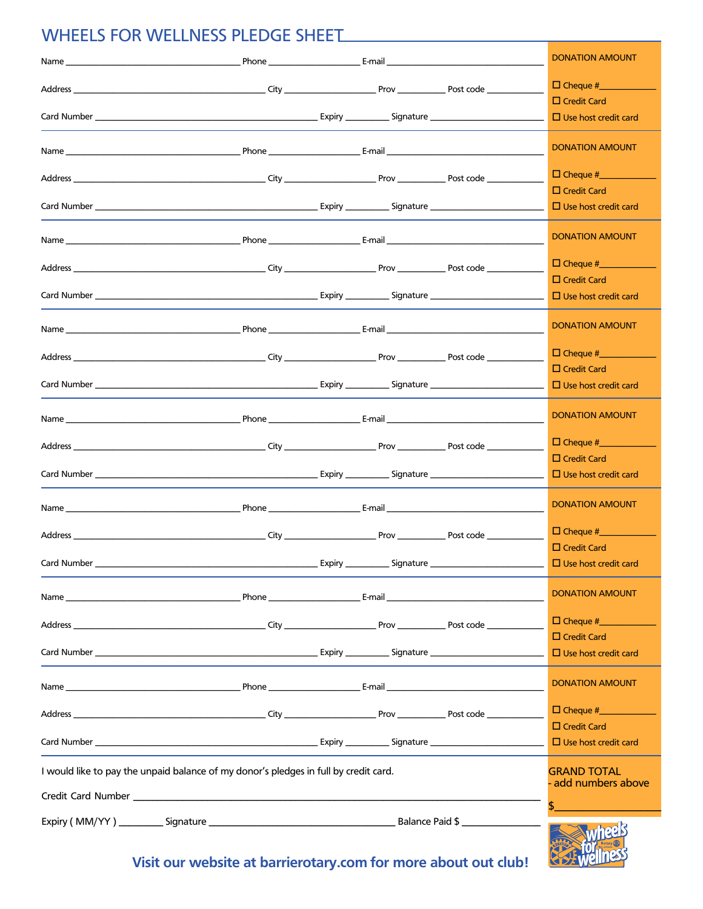# WHEELS FOR WELLNESS PLEDGE SHEET

Name ______________________ Phone ______________ E-mail ______________________

Address ______________________ City ______________ Prov ________ Post code __________

Card Number ______________________________ Expiry ________ Signature ______________

DONATION AMOUNT

☐ Cheque #__________
☐ Credit Card
☐ Use host credit card

---

Name ______________________ Phone ______________ E-mail ______________________

Address ______________________ City ______________ Prov ________ Post code __________

Card Number ______________________________ Expiry ________ Signature ______________

DONATION AMOUNT

☐ Cheque #__________
☐ Credit Card
☐ Use host credit card

---

Name ______________________ Phone ______________ E-mail ______________________

Address ______________________ City ______________ Prov ________ Post code __________

Card Number ______________________________ Expiry ________ Signature ______________

DONATION AMOUNT

☐ Cheque #__________
☐ Credit Card
☐ Use host credit card

---

Name ______________________ Phone ______________ E-mail ______________________

Address ______________________ City ______________ Prov ________ Post code __________

Card Number ______________________________ Expiry ________ Signature ______________

DONATION AMOUNT

☐ Cheque #__________
☐ Credit Card
☐ Use host credit card

---

Name ______________________ Phone ______________ E-mail ______________________

Address ______________________ City ______________ Prov ________ Post code __________

Card Number ______________________________ Expiry ________ Signature ______________

DONATION AMOUNT

☐ Cheque #__________
☐ Credit Card
☐ Use host credit card

---

Name ______________________ Phone ______________ E-mail ______________________

Address ______________________ City ______________ Prov ________ Post code __________

Card Number ______________________________ Expiry ________ Signature ______________

DONATION AMOUNT

☐ Cheque #__________
☐ Credit Card
☐ Use host credit card

---

Name ______________________ Phone ______________ E-mail ______________________

Address ______________________ City ______________ Prov ________ Post code __________

Card Number ______________________________ Expiry ________ Signature ______________

DONATION AMOUNT

☐ Cheque #__________
☐ Credit Card
☐ Use host credit card

---

Name ______________________ Phone ______________ E-mail ______________________

Address ______________________ City ______________ Prov ________ Post code __________

Card Number ______________________________ Expiry ________ Signature ______________

DONATION AMOUNT

☐ Cheque #__________
☐ Credit Card
☐ Use host credit card

---

I would like to pay the unpaid balance of my donor's pledges in full by credit card.

Credit Card Number ______________________________________________

Expiry ( MM/YY ) ________ Signature ______________________ Balance Paid $ ____________

GRAND TOTAL
- add numbers above

$______________

**Visit our website at barrierotary.com for more about out club!**